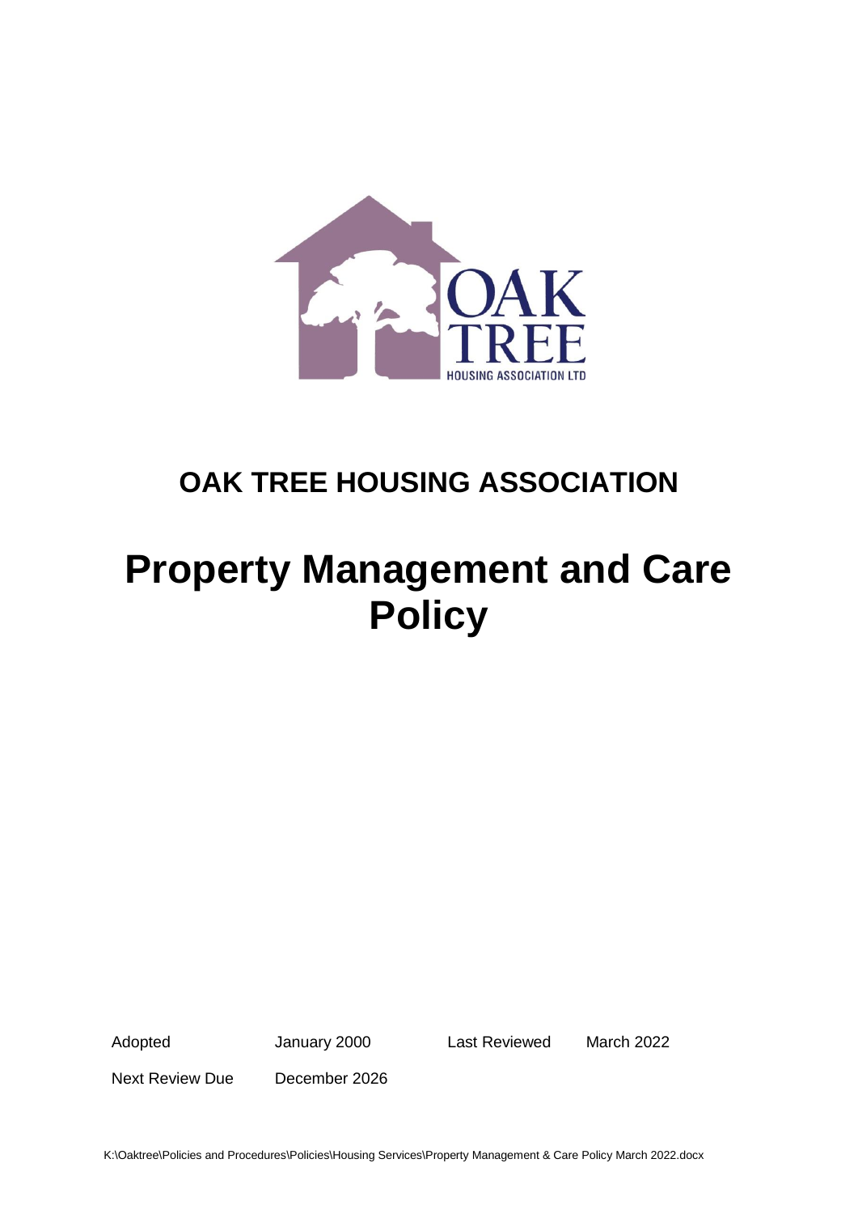# OAK TREE HOUSING ASSOCIATION

# Property Management and Care Policy

| Adopted | January 2000 | Last Reviewed | March 2022 |
|---|---|---|---|
| Next Review Due | December 2026 | | |

K:\Oaktree\Policies and Procedures\Policies\Housing Services\Property Management & Care Policy March 2022.docx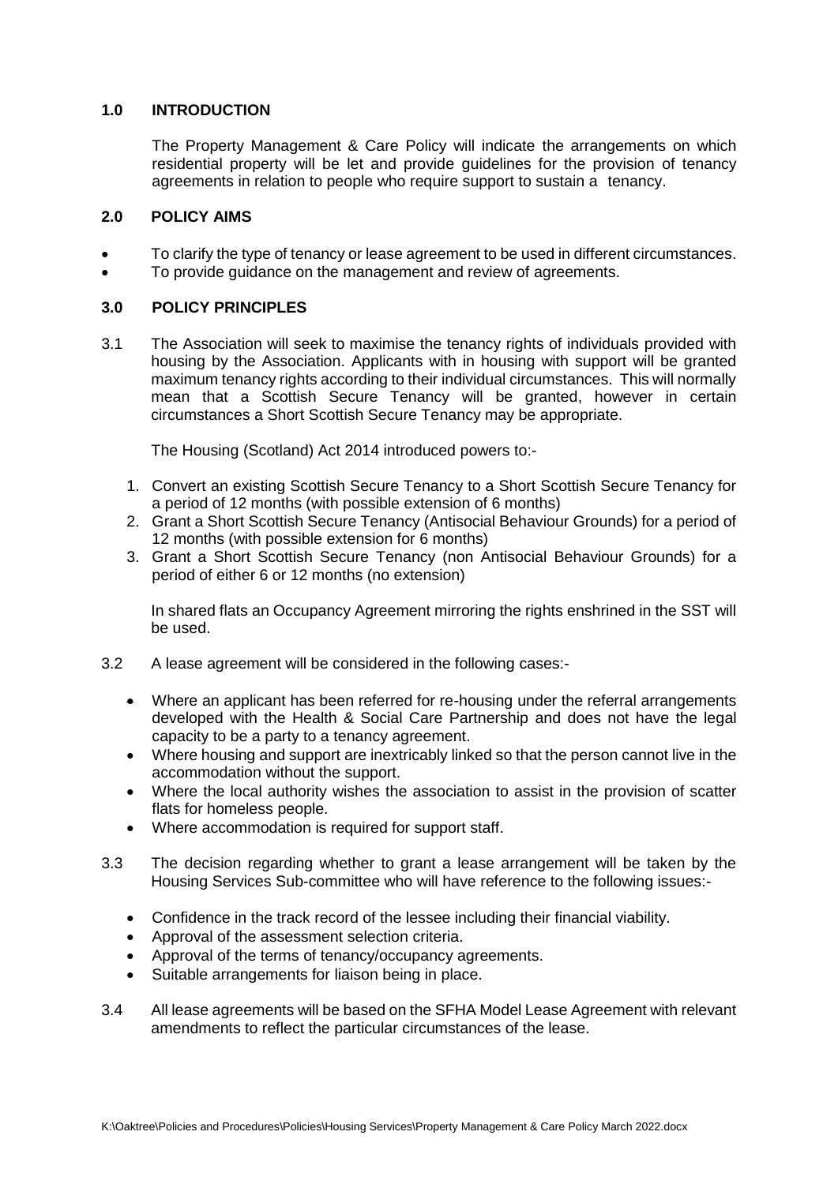## 1.0 INTRODUCTION

The Property Management & Care Policy will indicate the arrangements on which residential property will be let and provide guidelines for the provision of tenancy agreements in relation to people who require support to sustain a tenancy.

## 2.0 POLICY AIMS

- To clarify the type of tenancy or lease agreement to be used in different circumstances.
- To provide guidance on the management and review of agreements.

## 3.0 POLICY PRINCIPLES

3.1 The Association will seek to maximise the tenancy rights of individuals provided with housing by the Association. Applicants with in housing with support will be granted maximum tenancy rights according to their individual circumstances. This will normally mean that a Scottish Secure Tenancy will be granted, however in certain circumstances a Short Scottish Secure Tenancy may be appropriate.

The Housing (Scotland) Act 2014 introduced powers to:-

1. Convert an existing Scottish Secure Tenancy to a Short Scottish Secure Tenancy for a period of 12 months (with possible extension of 6 months)
2. Grant a Short Scottish Secure Tenancy (Antisocial Behaviour Grounds) for a period of 12 months (with possible extension for 6 months)
3. Grant a Short Scottish Secure Tenancy (non Antisocial Behaviour Grounds) for a period of either 6 or 12 months (no extension)

In shared flats an Occupancy Agreement mirroring the rights enshrined in the SST will be used.

3.2 A lease agreement will be considered in the following cases:-

- Where an applicant has been referred for re-housing under the referral arrangements developed with the Health & Social Care Partnership and does not have the legal capacity to be a party to a tenancy agreement.
- Where housing and support are inextricably linked so that the person cannot live in the accommodation without the support.
- Where the local authority wishes the association to assist in the provision of scatter flats for homeless people.
- Where accommodation is required for support staff.

3.3 The decision regarding whether to grant a lease arrangement will be taken by the Housing Services Sub-committee who will have reference to the following issues:-

- Confidence in the track record of the lessee including their financial viability.
- Approval of the assessment selection criteria.
- Approval of the terms of tenancy/occupancy agreements.
- Suitable arrangements for liaison being in place.

3.4 All lease agreements will be based on the SFHA Model Lease Agreement with relevant amendments to reflect the particular circumstances of the lease.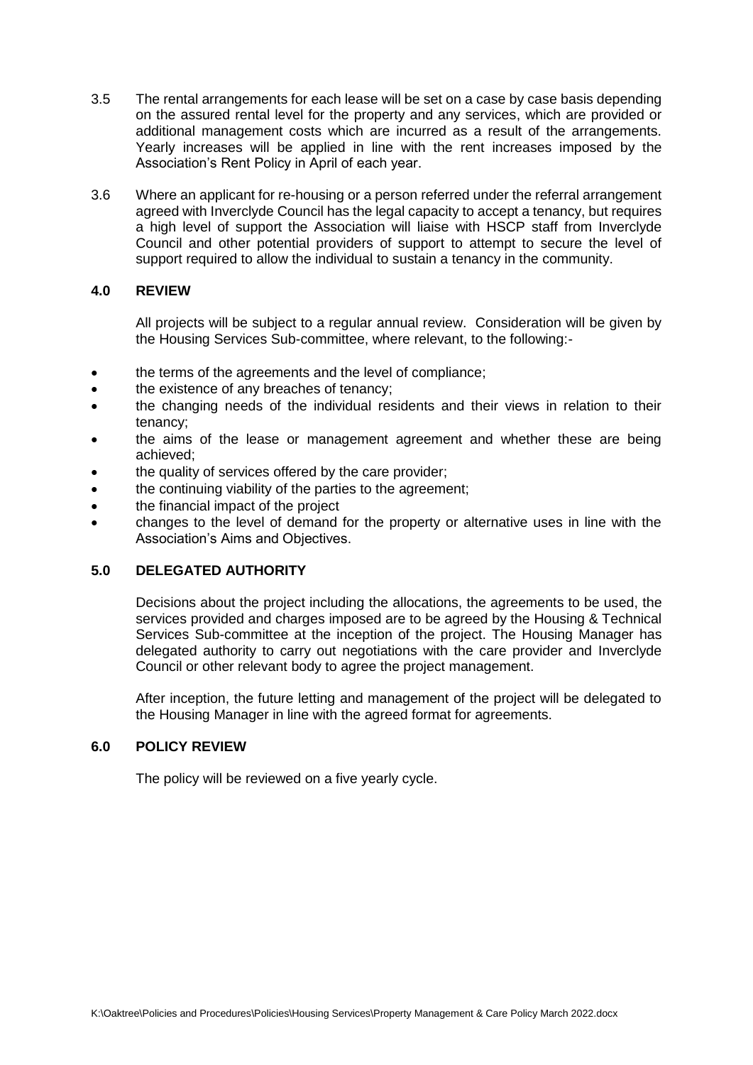3.5 The rental arrangements for each lease will be set on a case by case basis depending on the assured rental level for the property and any services, which are provided or additional management costs which are incurred as a result of the arrangements. Yearly increases will be applied in line with the rent increases imposed by the Association's Rent Policy in April of each year.

3.6 Where an applicant for re-housing or a person referred under the referral arrangement agreed with Inverclyde Council has the legal capacity to accept a tenancy, but requires a high level of support the Association will liaise with HSCP staff from Inverclyde Council and other potential providers of support to attempt to secure the level of support required to allow the individual to sustain a tenancy in the community.

## 4.0 REVIEW

All projects will be subject to a regular annual review. Consideration will be given by the Housing Services Sub-committee, where relevant, to the following:-

- the terms of the agreements and the level of compliance;
- the existence of any breaches of tenancy;
- the changing needs of the individual residents and their views in relation to their tenancy;
- the aims of the lease or management agreement and whether these are being achieved;
- the quality of services offered by the care provider;
- the continuing viability of the parties to the agreement;
- the financial impact of the project
- changes to the level of demand for the property or alternative uses in line with the Association's Aims and Objectives.

## 5.0 DELEGATED AUTHORITY

Decisions about the project including the allocations, the agreements to be used, the services provided and charges imposed are to be agreed by the Housing & Technical Services Sub-committee at the inception of the project. The Housing Manager has delegated authority to carry out negotiations with the care provider and Inverclyde Council or other relevant body to agree the project management.

After inception, the future letting and management of the project will be delegated to the Housing Manager in line with the agreed format for agreements.

## 6.0 POLICY REVIEW

The policy will be reviewed on a five yearly cycle.